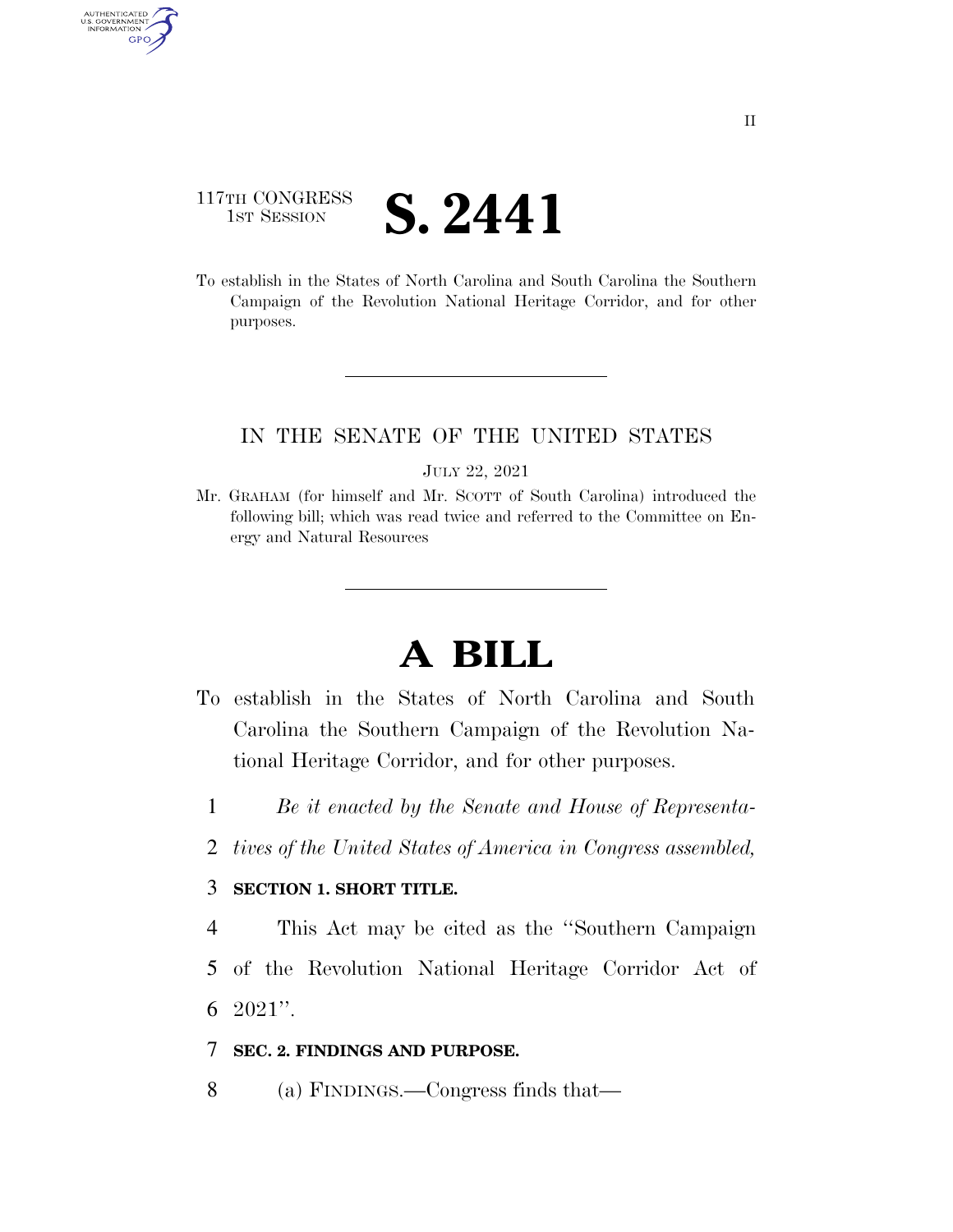117TH CONGRESS
1ST SESSION

# S. 2441

To establish in the States of North Carolina and South Carolina the Southern Campaign of the Revolution National Heritage Corridor, and for other purposes.

IN THE SENATE OF THE UNITED STATES

JULY 22, 2021

Mr. GRAHAM (for himself and Mr. SCOTT of South Carolina) introduced the following bill; which was read twice and referred to the Committee on Energy and Natural Resources

# A BILL

To establish in the States of North Carolina and South Carolina the Southern Campaign of the Revolution National Heritage Corridor, and for other purposes.

1 *Be it enacted by the Senate and House of Representa-*
2 *tives of the United States of America in Congress assembled,*

3 **SECTION 1. SHORT TITLE.**

4 This Act may be cited as the "Southern Campaign
5 of the Revolution National Heritage Corridor Act of
6 2021".

7 **SEC. 2. FINDINGS AND PURPOSE.**

8 (a) FINDINGS.—Congress finds that—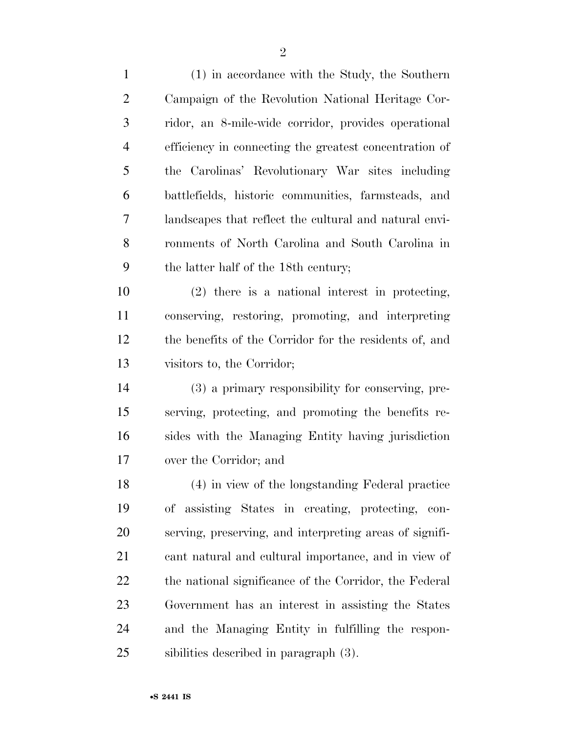(1) in accordance with the Study, the Southern Campaign of the Revolution National Heritage Corridor, an 8-mile-wide corridor, provides operational efficiency in connecting the greatest concentration of the Carolinas' Revolutionary War sites including battlefields, historic communities, farmsteads, and landscapes that reflect the cultural and natural environments of North Carolina and South Carolina in the latter half of the 18th century;

(2) there is a national interest in protecting, conserving, restoring, promoting, and interpreting the benefits of the Corridor for the residents of, and visitors to, the Corridor;

(3) a primary responsibility for conserving, preserving, protecting, and promoting the benefits resides with the Managing Entity having jurisdiction over the Corridor; and

(4) in view of the longstanding Federal practice of assisting States in creating, protecting, conserving, preserving, and interpreting areas of significant natural and cultural importance, and in view of the national significance of the Corridor, the Federal Government has an interest in assisting the States and the Managing Entity in fulfilling the responsibilities described in paragraph (3).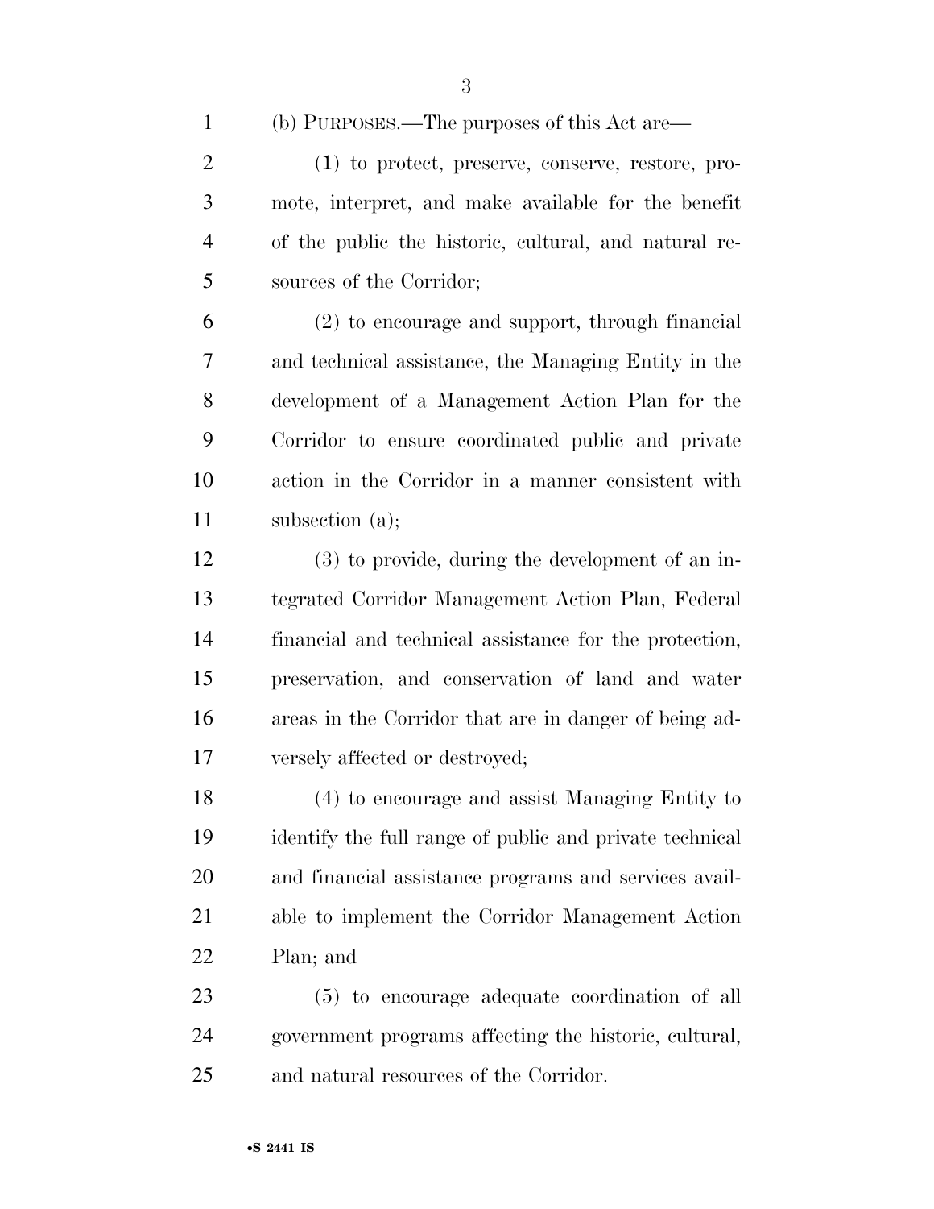(b) PURPOSES.—The purposes of this Act are—

(1) to protect, preserve, conserve, restore, promote, interpret, and make available for the benefit of the public the historic, cultural, and natural resources of the Corridor;

(2) to encourage and support, through financial and technical assistance, the Managing Entity in the development of a Management Action Plan for the Corridor to ensure coordinated public and private action in the Corridor in a manner consistent with subsection (a);

(3) to provide, during the development of an integrated Corridor Management Action Plan, Federal financial and technical assistance for the protection, preservation, and conservation of land and water areas in the Corridor that are in danger of being adversely affected or destroyed;

(4) to encourage and assist Managing Entity to identify the full range of public and private technical and financial assistance programs and services available to implement the Corridor Management Action Plan; and

(5) to encourage adequate coordination of all government programs affecting the historic, cultural, and natural resources of the Corridor.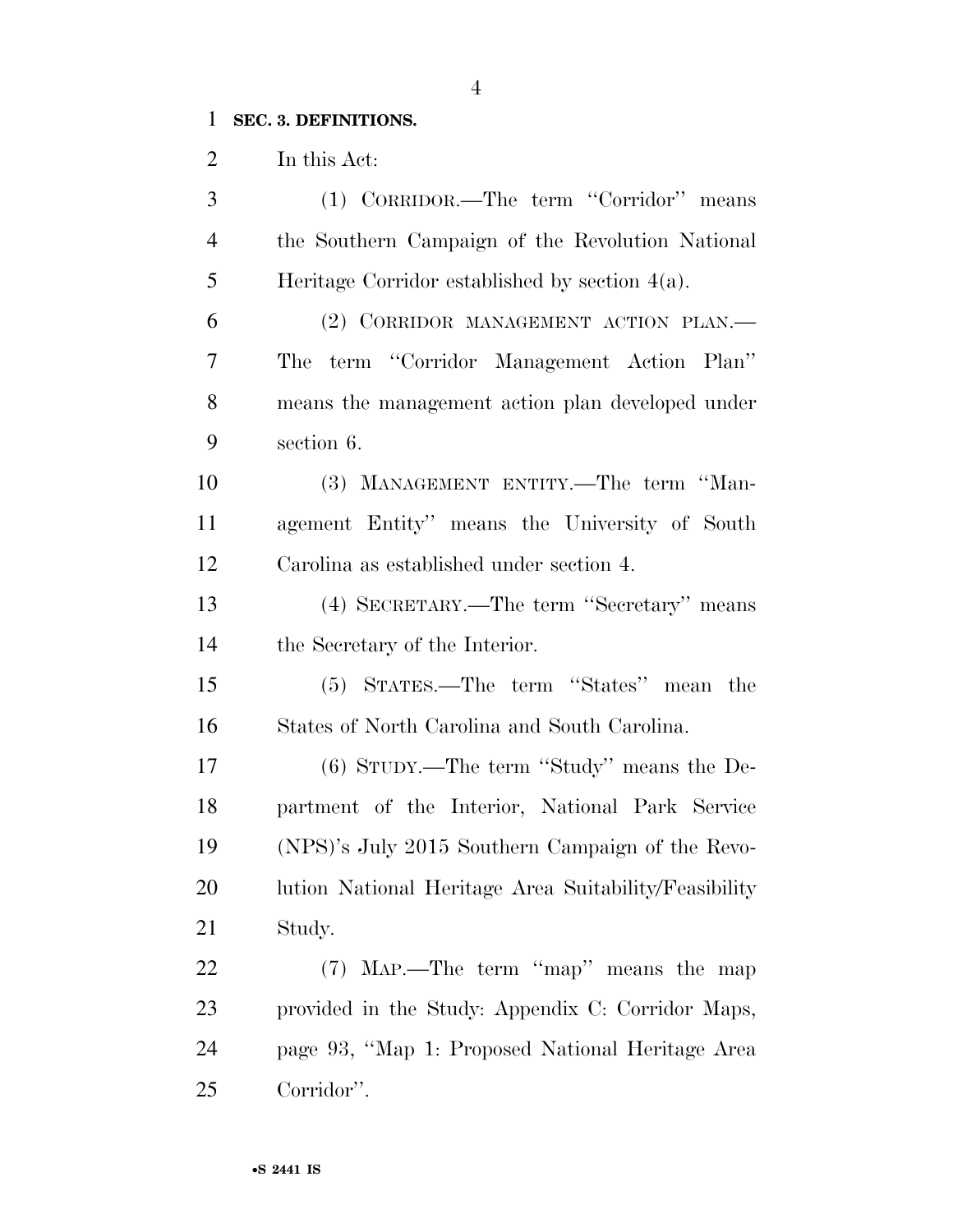**SEC. 3. DEFINITIONS.**

In this Act:

(1) CORRIDOR.—The term "Corridor" means the Southern Campaign of the Revolution National Heritage Corridor established by section 4(a).

(2) CORRIDOR MANAGEMENT ACTION PLAN.—The term "Corridor Management Action Plan" means the management action plan developed under section 6.

(3) MANAGEMENT ENTITY.—The term "Management Entity" means the University of South Carolina as established under section 4.

(4) SECRETARY.—The term "Secretary" means the Secretary of the Interior.

(5) STATES.—The term "States" mean the States of North Carolina and South Carolina.

(6) STUDY.—The term "Study" means the Department of the Interior, National Park Service (NPS)'s July 2015 Southern Campaign of the Revolution National Heritage Area Suitability/Feasibility Study.

(7) MAP.—The term "map" means the map provided in the Study: Appendix C: Corridor Maps, page 93, "Map 1: Proposed National Heritage Area Corridor".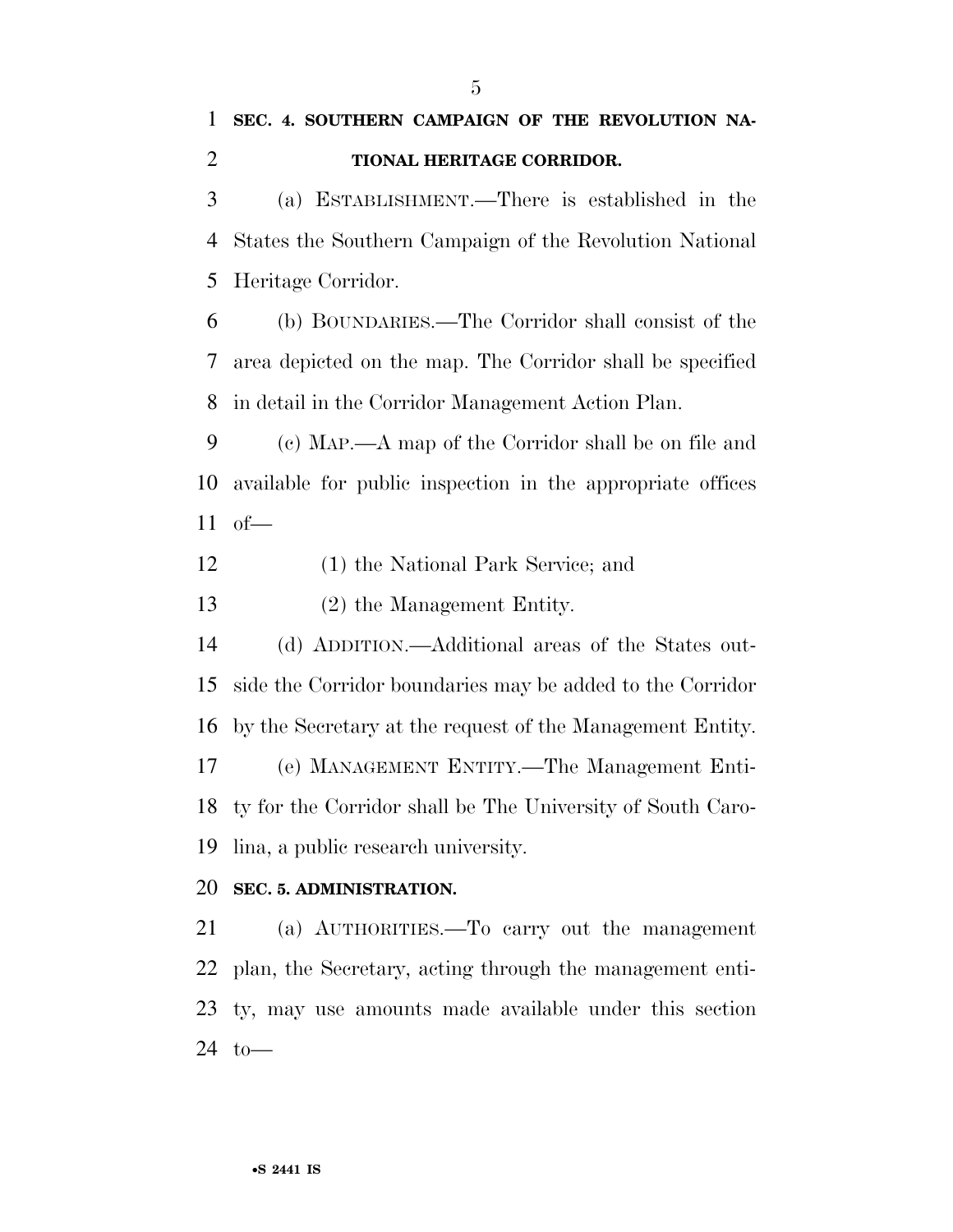**SEC. 4. SOUTHERN CAMPAIGN OF THE REVOLUTION NATIONAL HERITAGE CORRIDOR.**

(a) ESTABLISHMENT.—There is established in the States the Southern Campaign of the Revolution National Heritage Corridor.

(b) BOUNDARIES.—The Corridor shall consist of the area depicted on the map. The Corridor shall be specified in detail in the Corridor Management Action Plan.

(c) MAP.—A map of the Corridor shall be on file and available for public inspection in the appropriate offices of—

(1) the National Park Service; and

(2) the Management Entity.

(d) ADDITION.—Additional areas of the States outside the Corridor boundaries may be added to the Corridor by the Secretary at the request of the Management Entity.

(e) MANAGEMENT ENTITY.—The Management Entity for the Corridor shall be The University of South Carolina, a public research university.

**SEC. 5. ADMINISTRATION.**

(a) AUTHORITIES.—To carry out the management plan, the Secretary, acting through the management entity, may use amounts made available under this section to—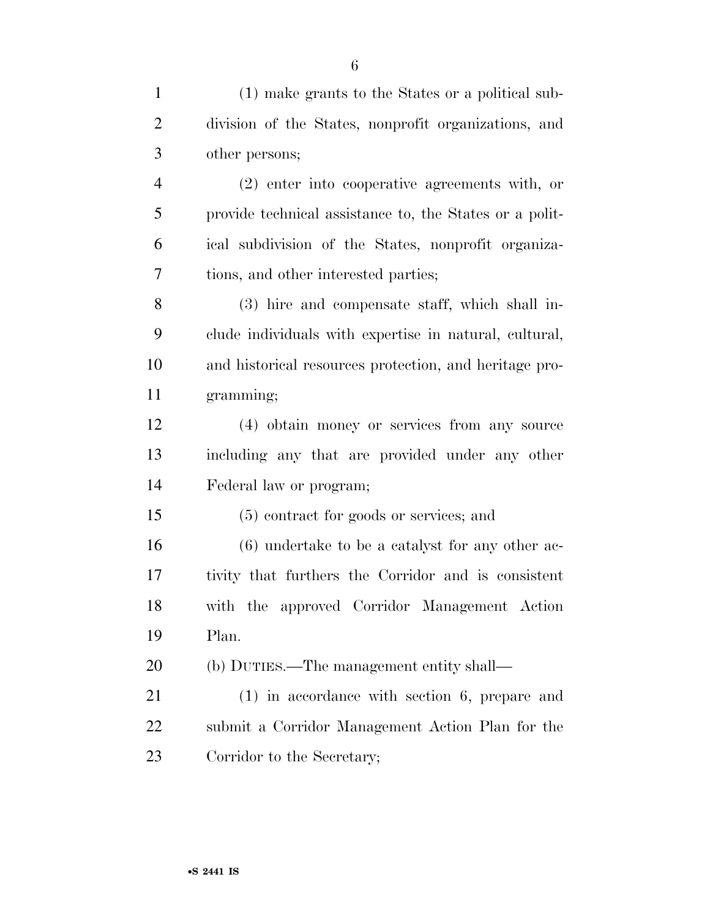(1) make grants to the States or a political subdivision of the States, nonprofit organizations, and other persons;

(2) enter into cooperative agreements with, or provide technical assistance to, the States or a political subdivision of the States, nonprofit organizations, and other interested parties;

(3) hire and compensate staff, which shall include individuals with expertise in natural, cultural, and historical resources protection, and heritage programming;

(4) obtain money or services from any source including any that are provided under any other Federal law or program;

(5) contract for goods or services; and

(6) undertake to be a catalyst for any other activity that furthers the Corridor and is consistent with the approved Corridor Management Action Plan.

(b) DUTIES.—The management entity shall—

(1) in accordance with section 6, prepare and submit a Corridor Management Action Plan for the Corridor to the Secretary;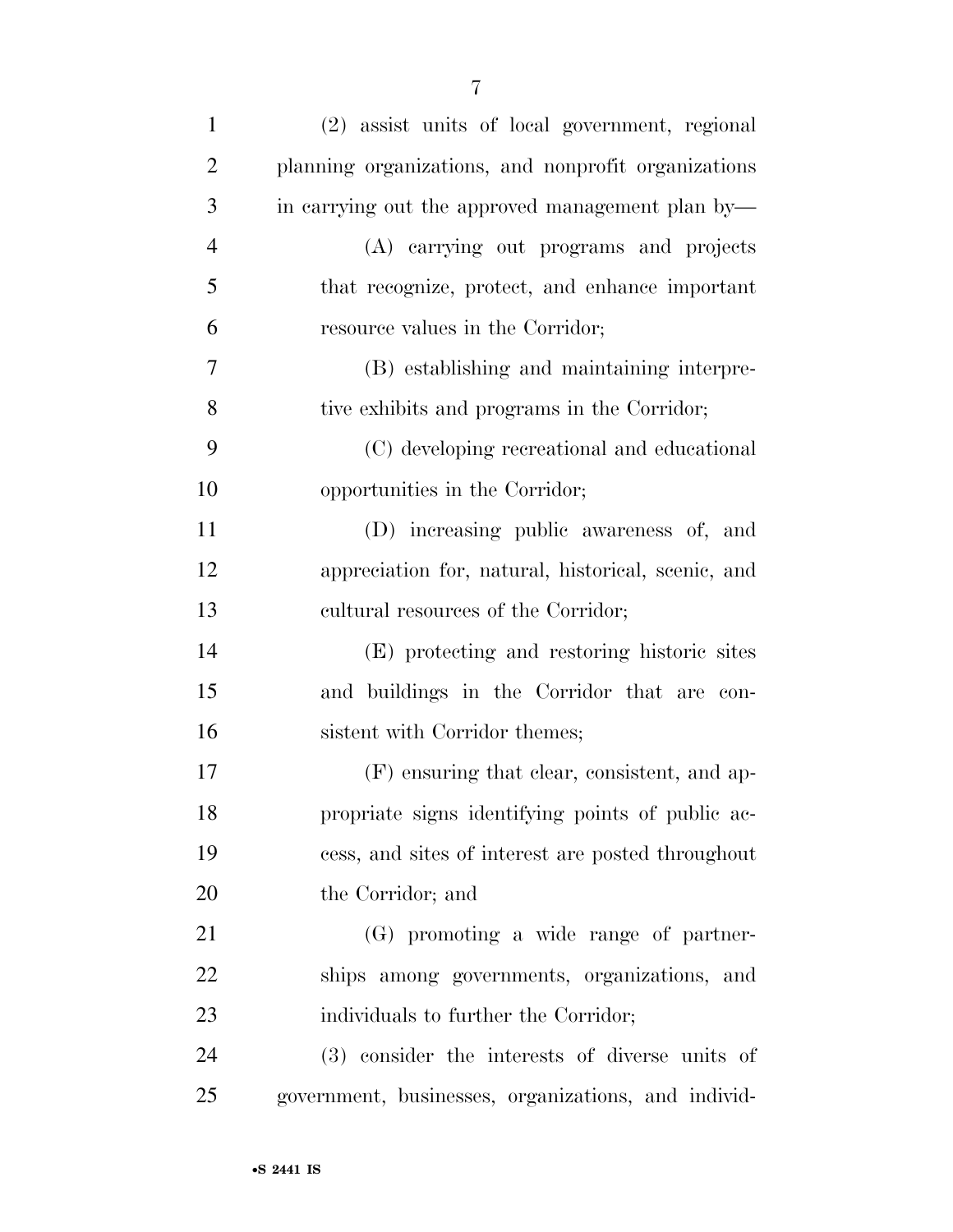(2) assist units of local government, regional planning organizations, and nonprofit organizations in carrying out the approved management plan by—

(A) carrying out programs and projects that recognize, protect, and enhance important resource values in the Corridor;

(B) establishing and maintaining interpretive exhibits and programs in the Corridor;

(C) developing recreational and educational opportunities in the Corridor;

(D) increasing public awareness of, and appreciation for, natural, historical, scenic, and cultural resources of the Corridor;

(E) protecting and restoring historic sites and buildings in the Corridor that are consistent with Corridor themes;

(F) ensuring that clear, consistent, and appropriate signs identifying points of public access, and sites of interest are posted throughout the Corridor; and

(G) promoting a wide range of partnerships among governments, organizations, and individuals to further the Corridor;

(3) consider the interests of diverse units of government, businesses, organizations, and individ-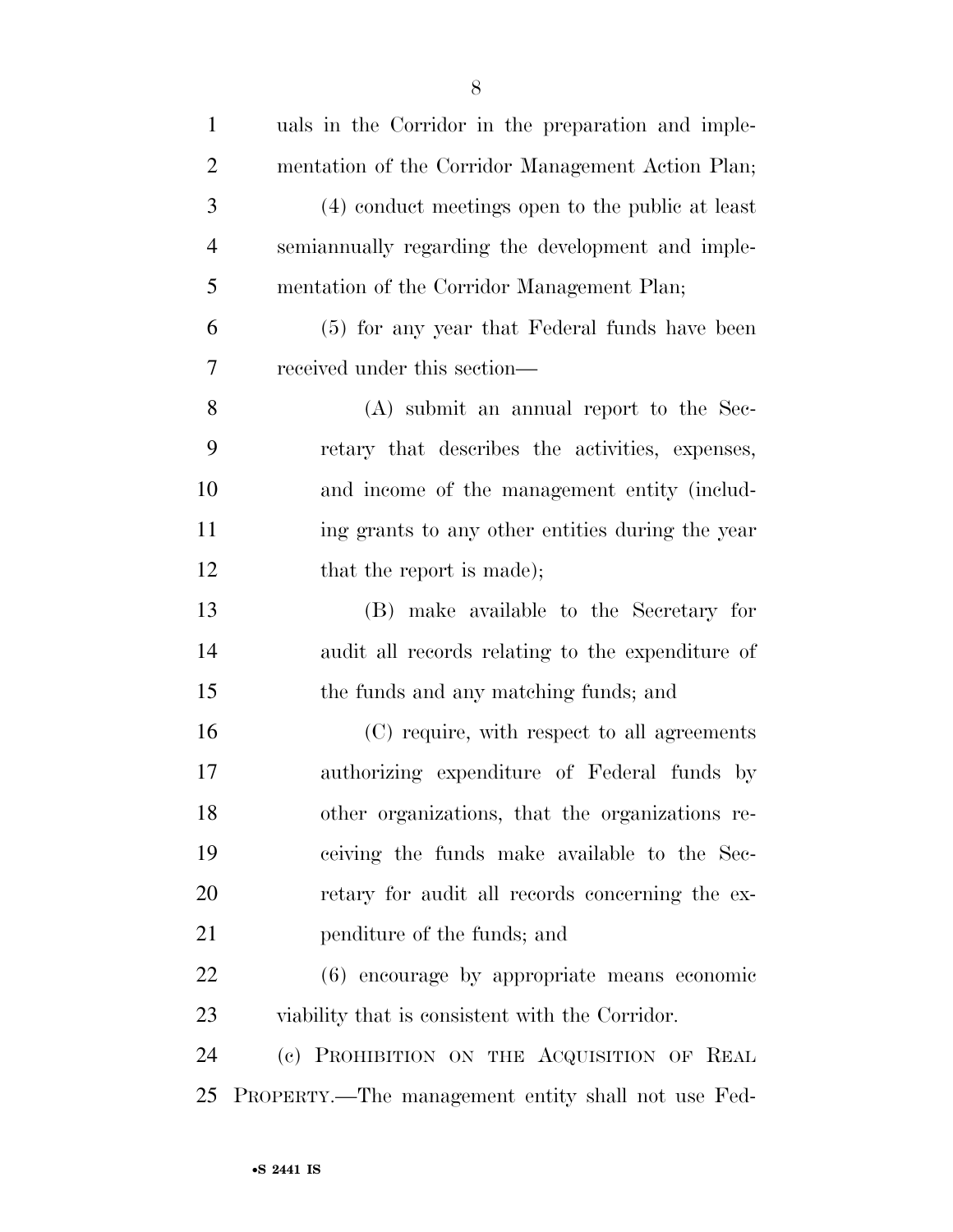uals in the Corridor in the preparation and implementation of the Corridor Management Action Plan;

(4) conduct meetings open to the public at least semiannually regarding the development and implementation of the Corridor Management Plan;

(5) for any year that Federal funds have been received under this section—

(A) submit an annual report to the Secretary that describes the activities, expenses, and income of the management entity (including grants to any other entities during the year that the report is made);

(B) make available to the Secretary for audit all records relating to the expenditure of the funds and any matching funds; and

(C) require, with respect to all agreements authorizing expenditure of Federal funds by other organizations, that the organizations receiving the funds make available to the Secretary for audit all records concerning the expenditure of the funds; and

(6) encourage by appropriate means economic viability that is consistent with the Corridor.

(c) PROHIBITION ON THE ACQUISITION OF REAL PROPERTY.—The management entity shall not use Fed-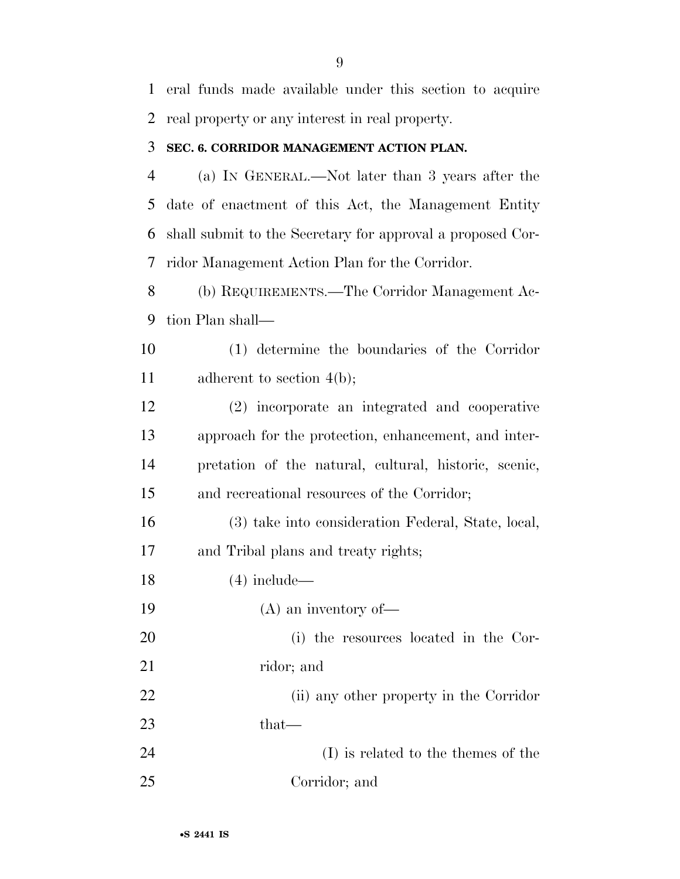eral funds made available under this section to acquire real property or any interest in real property.

### SEC. 6. CORRIDOR MANAGEMENT ACTION PLAN.

(a) IN GENERAL.—Not later than 3 years after the date of enactment of this Act, the Management Entity shall submit to the Secretary for approval a proposed Corridor Management Action Plan for the Corridor.

(b) REQUIREMENTS.—The Corridor Management Action Plan shall—

(1) determine the boundaries of the Corridor adherent to section 4(b);

(2) incorporate an integrated and cooperative approach for the protection, enhancement, and interpretation of the natural, cultural, historic, scenic, and recreational resources of the Corridor;

(3) take into consideration Federal, State, local, and Tribal plans and treaty rights;

(4) include—

(A) an inventory of—

(i) the resources located in the Corridor; and

(ii) any other property in the Corridor that—

(I) is related to the themes of the Corridor; and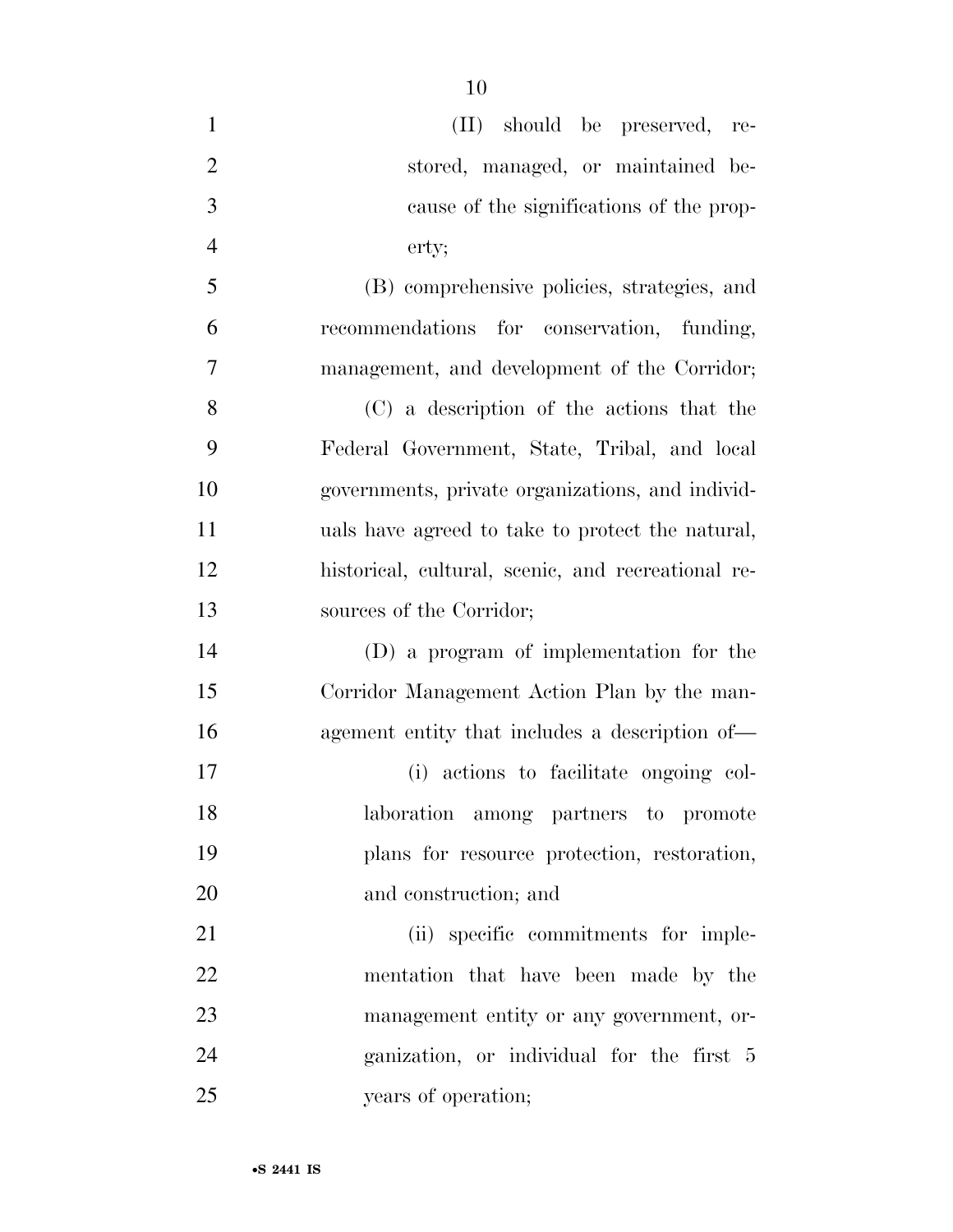(II) should be preserved, restored, managed, or maintained because of the significations of the property;

(B) comprehensive policies, strategies, and recommendations for conservation, funding, management, and development of the Corridor;

(C) a description of the actions that the Federal Government, State, Tribal, and local governments, private organizations, and individuals have agreed to take to protect the natural, historical, cultural, scenic, and recreational resources of the Corridor;

(D) a program of implementation for the Corridor Management Action Plan by the management entity that includes a description of—

(i) actions to facilitate ongoing collaboration among partners to promote plans for resource protection, restoration, and construction; and

(ii) specific commitments for implementation that have been made by the management entity or any government, organization, or individual for the first 5 years of operation;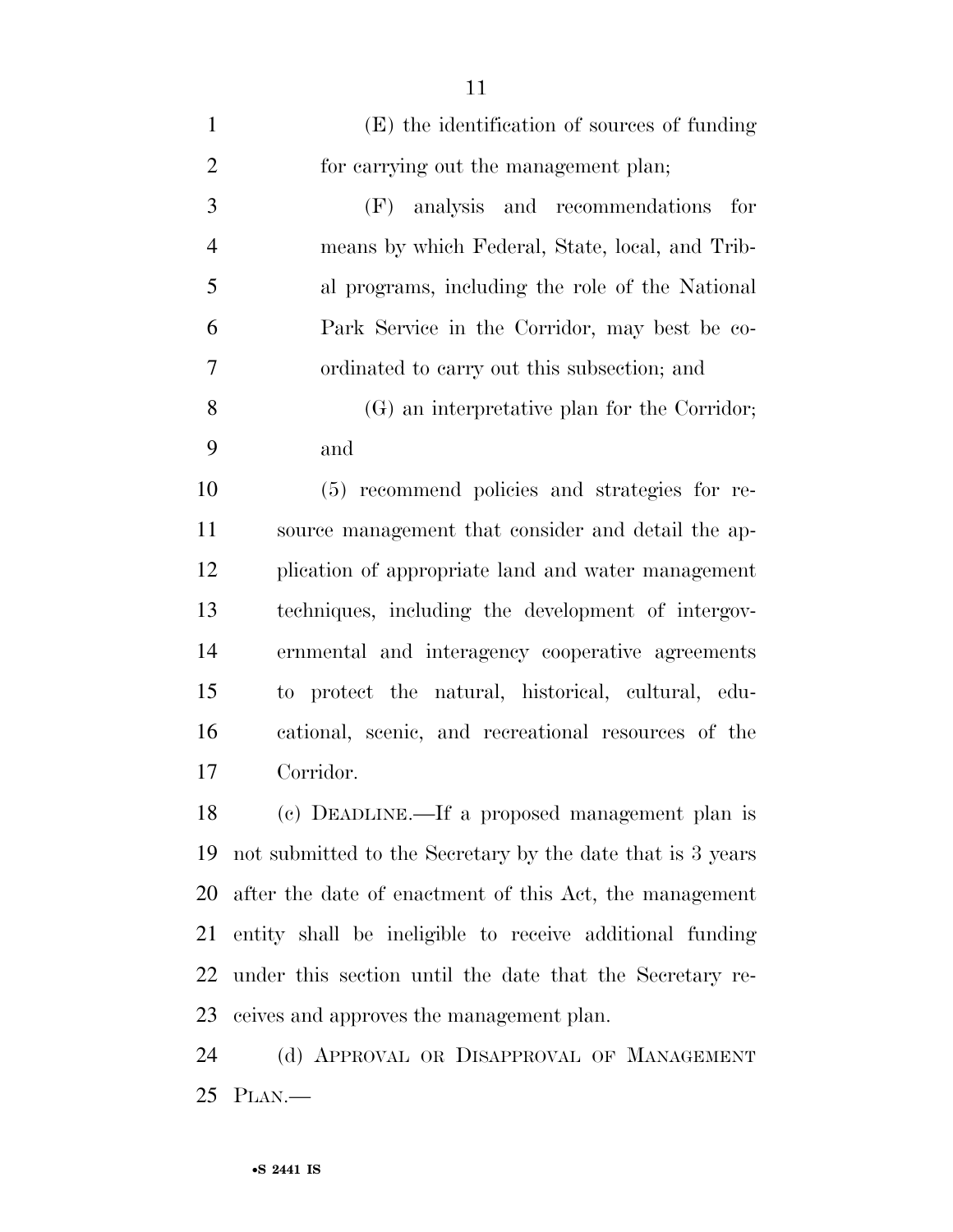(E) the identification of sources of funding for carrying out the management plan;

(F) analysis and recommendations for means by which Federal, State, local, and Tribal programs, including the role of the National Park Service in the Corridor, may best be coordinated to carry out this subsection; and

(G) an interpretative plan for the Corridor; and

(5) recommend policies and strategies for resource management that consider and detail the application of appropriate land and water management techniques, including the development of intergovernmental and interagency cooperative agreements to protect the natural, historical, cultural, educational, scenic, and recreational resources of the Corridor.

(c) DEADLINE.—If a proposed management plan is not submitted to the Secretary by the date that is 3 years after the date of enactment of this Act, the management entity shall be ineligible to receive additional funding under this section until the date that the Secretary receives and approves the management plan.

(d) APPROVAL OR DISAPPROVAL OF MANAGEMENT PLAN.—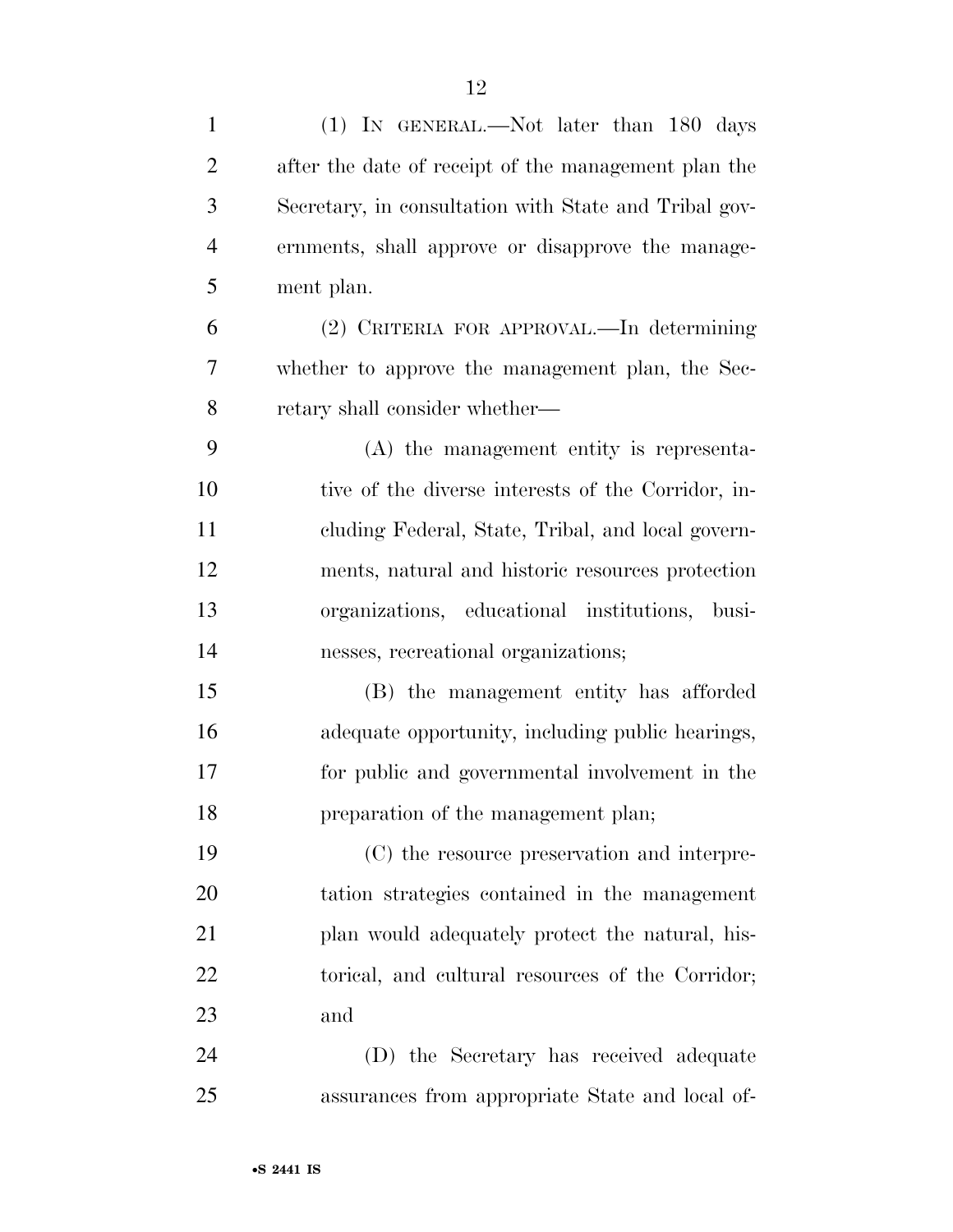(1) IN GENERAL.—Not later than 180 days after the date of receipt of the management plan the Secretary, in consultation with State and Tribal governments, shall approve or disapprove the management plan.

(2) CRITERIA FOR APPROVAL.—In determining whether to approve the management plan, the Secretary shall consider whether—

(A) the management entity is representative of the diverse interests of the Corridor, including Federal, State, Tribal, and local governments, natural and historic resources protection organizations, educational institutions, businesses, recreational organizations;

(B) the management entity has afforded adequate opportunity, including public hearings, for public and governmental involvement in the preparation of the management plan;

(C) the resource preservation and interpretation strategies contained in the management plan would adequately protect the natural, historical, and cultural resources of the Corridor; and

(D) the Secretary has received adequate assurances from appropriate State and local of-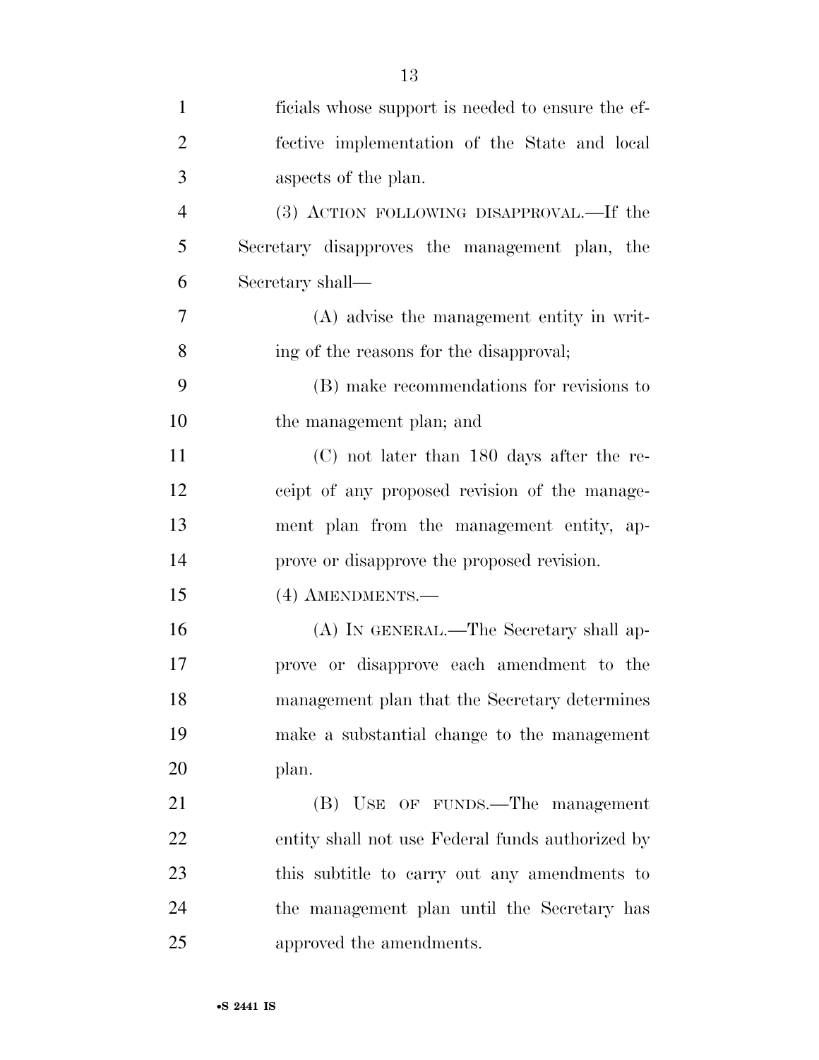ficials whose support is needed to ensure the effective implementation of the State and local aspects of the plan.

(3) ACTION FOLLOWING DISAPPROVAL.—If the Secretary disapproves the management plan, the Secretary shall—

(A) advise the management entity in writing of the reasons for the disapproval;

(B) make recommendations for revisions to the management plan; and

(C) not later than 180 days after the receipt of any proposed revision of the management plan from the management entity, approve or disapprove the proposed revision.

(4) AMENDMENTS.—

(A) IN GENERAL.—The Secretary shall approve or disapprove each amendment to the management plan that the Secretary determines make a substantial change to the management plan.

(B) USE OF FUNDS.—The management entity shall not use Federal funds authorized by this subtitle to carry out any amendments to the management plan until the Secretary has approved the amendments.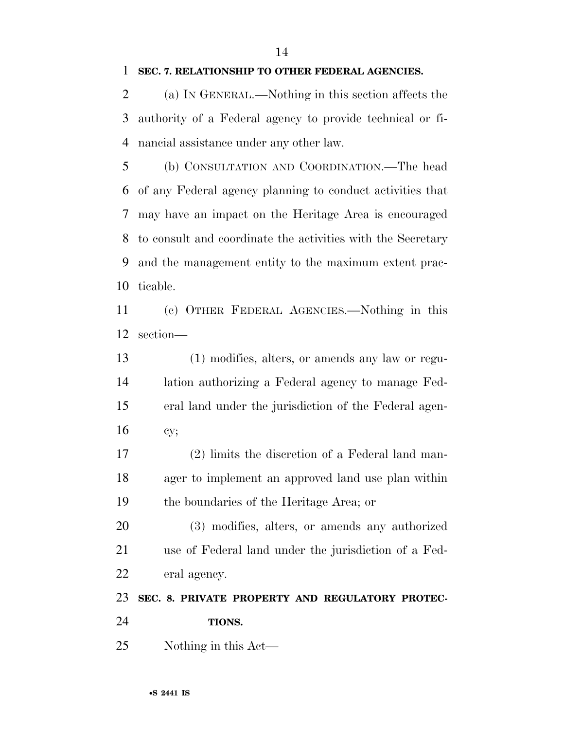**SEC. 7. RELATIONSHIP TO OTHER FEDERAL AGENCIES.**

(a) IN GENERAL.—Nothing in this section affects the authority of a Federal agency to provide technical or financial assistance under any other law.

(b) CONSULTATION AND COORDINATION.—The head of any Federal agency planning to conduct activities that may have an impact on the Heritage Area is encouraged to consult and coordinate the activities with the Secretary and the management entity to the maximum extent practicable.

(c) OTHER FEDERAL AGENCIES.—Nothing in this section—

(1) modifies, alters, or amends any law or regulation authorizing a Federal agency to manage Federal land under the jurisdiction of the Federal agency;

(2) limits the discretion of a Federal land manager to implement an approved land use plan within the boundaries of the Heritage Area; or

(3) modifies, alters, or amends any authorized use of Federal land under the jurisdiction of a Federal agency.

**SEC. 8. PRIVATE PROPERTY AND REGULATORY PROTECTIONS.**

Nothing in this Act—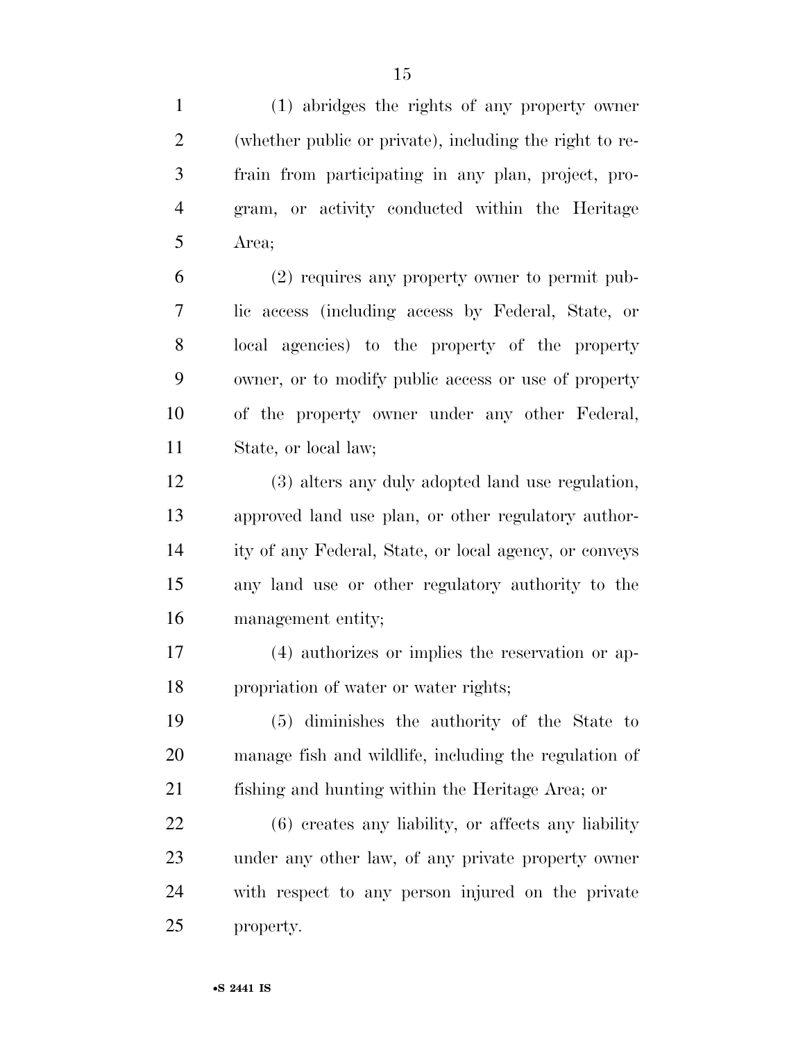(1) abridges the rights of any property owner (whether public or private), including the right to refrain from participating in any plan, project, program, or activity conducted within the Heritage Area;

(2) requires any property owner to permit public access (including access by Federal, State, or local agencies) to the property of the property owner, or to modify public access or use of property of the property owner under any other Federal, State, or local law;

(3) alters any duly adopted land use regulation, approved land use plan, or other regulatory authority of any Federal, State, or local agency, or conveys any land use or other regulatory authority to the management entity;

(4) authorizes or implies the reservation or appropriation of water or water rights;

(5) diminishes the authority of the State to manage fish and wildlife, including the regulation of fishing and hunting within the Heritage Area; or

(6) creates any liability, or affects any liability under any other law, of any private property owner with respect to any person injured on the private property.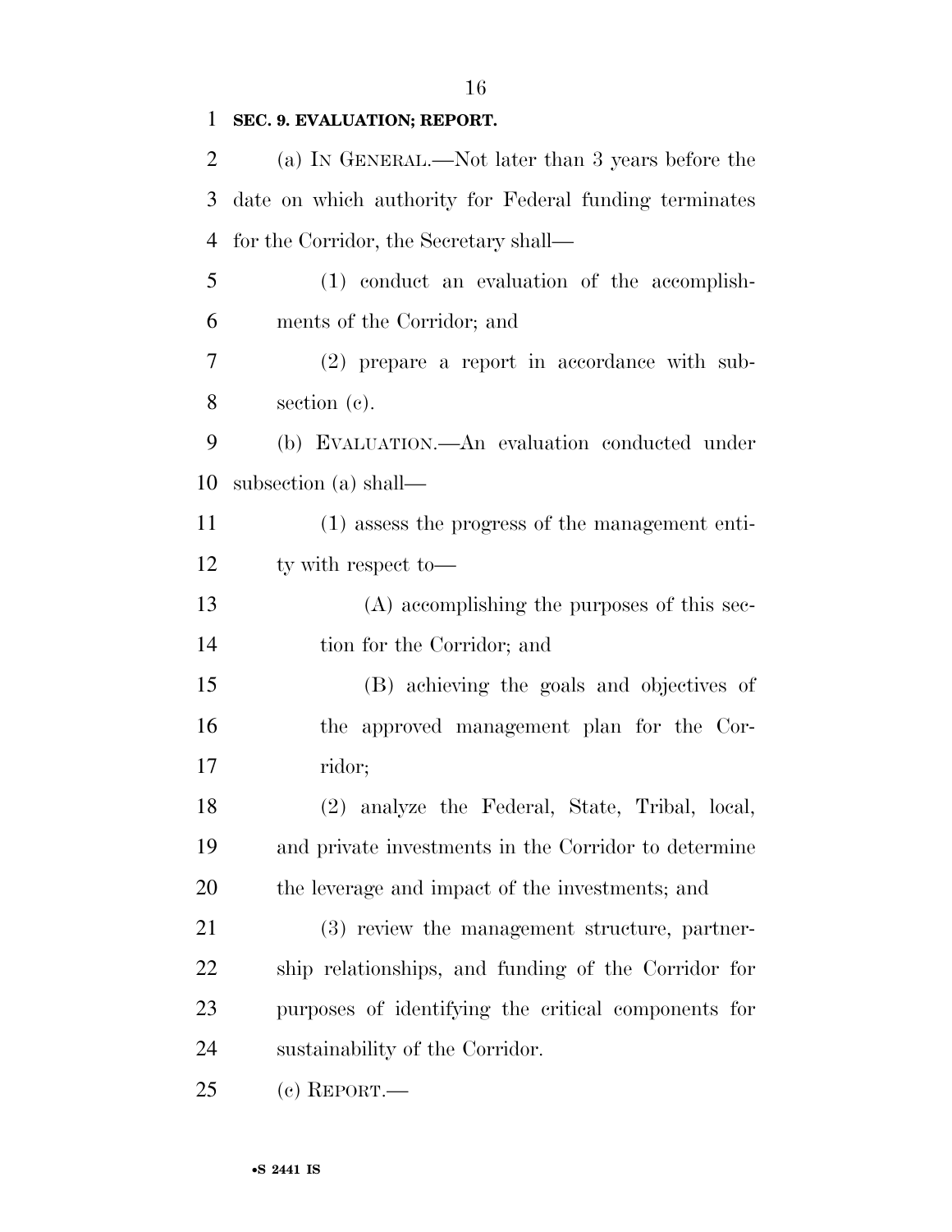**SEC. 9. EVALUATION; REPORT.**

(a) IN GENERAL.—Not later than 3 years before the date on which authority for Federal funding terminates for the Corridor, the Secretary shall—

(1) conduct an evaluation of the accomplishments of the Corridor; and

(2) prepare a report in accordance with subsection (c).

(b) EVALUATION.—An evaluation conducted under subsection (a) shall—

(1) assess the progress of the management entity with respect to—

(A) accomplishing the purposes of this section for the Corridor; and

(B) achieving the goals and objectives of the approved management plan for the Corridor;

(2) analyze the Federal, State, Tribal, local, and private investments in the Corridor to determine the leverage and impact of the investments; and

(3) review the management structure, partnership relationships, and funding of the Corridor for purposes of identifying the critical components for sustainability of the Corridor.

(c) REPORT.—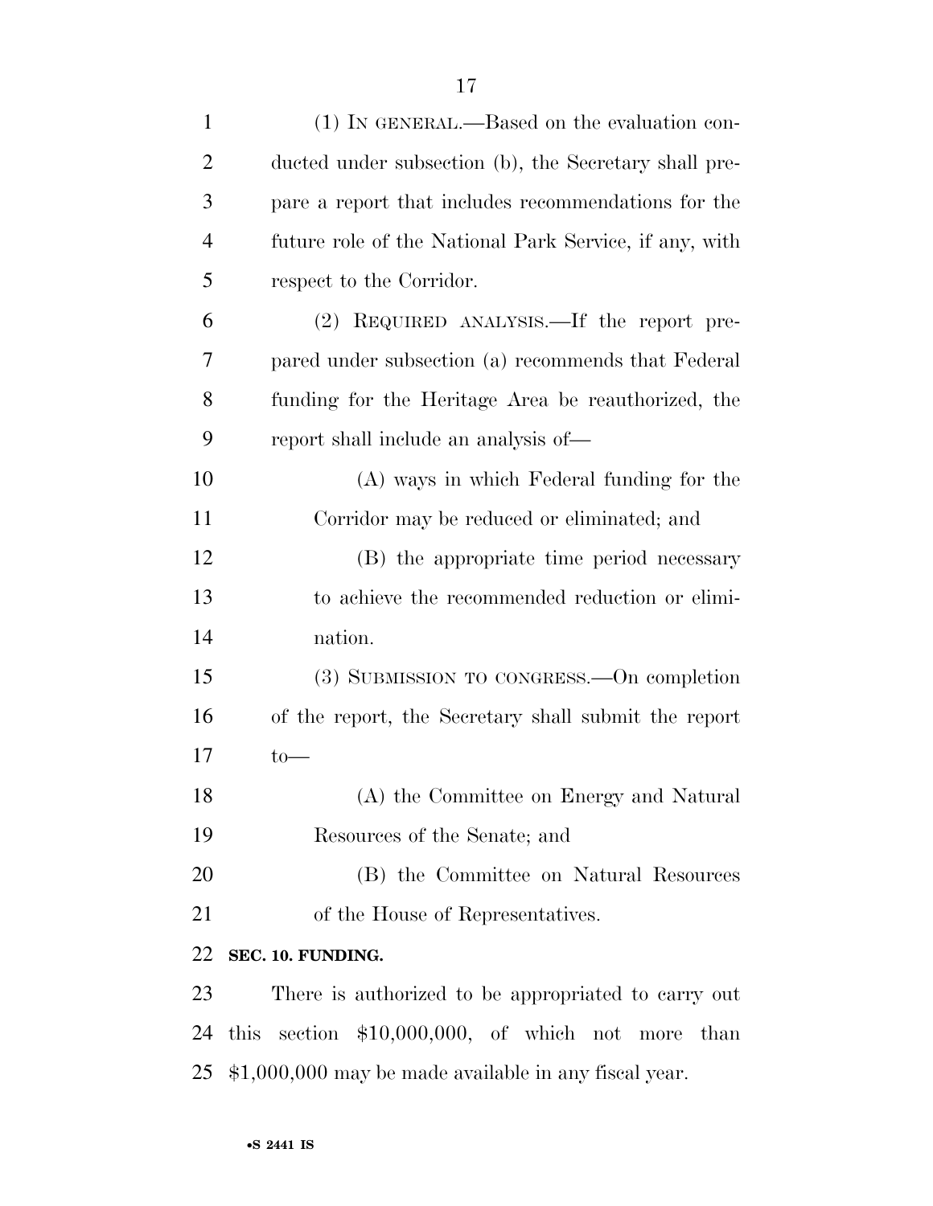(1) IN GENERAL.—Based on the evaluation conducted under subsection (b), the Secretary shall prepare a report that includes recommendations for the future role of the National Park Service, if any, with respect to the Corridor.

(2) REQUIRED ANALYSIS.—If the report prepared under subsection (a) recommends that Federal funding for the Heritage Area be reauthorized, the report shall include an analysis of—

(A) ways in which Federal funding for the Corridor may be reduced or eliminated; and

(B) the appropriate time period necessary to achieve the recommended reduction or elimination.

(3) SUBMISSION TO CONGRESS.—On completion of the report, the Secretary shall submit the report to—

(A) the Committee on Energy and Natural Resources of the Senate; and

(B) the Committee on Natural Resources of the House of Representatives.

**SEC. 10. FUNDING.**

There is authorized to be appropriated to carry out this section $10,000,000, of which not more than $1,000,000 may be made available in any fiscal year.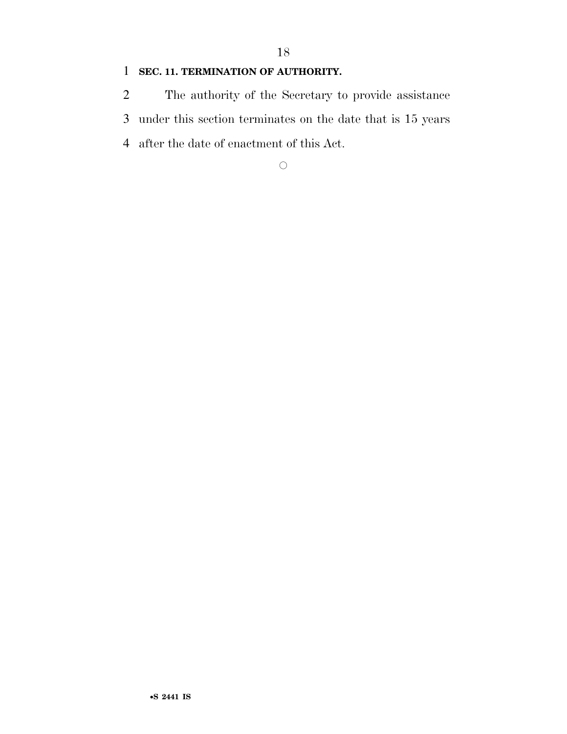## SEC. 11. TERMINATION OF AUTHORITY.

The authority of the Secretary to provide assistance under this section terminates on the date that is 15 years after the date of enactment of this Act.